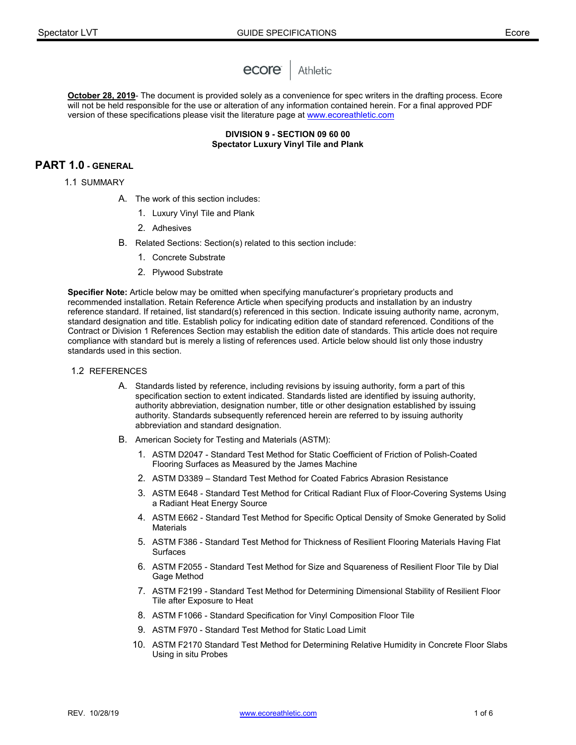ecore | Athletic

**October 28, 2019**- The document is provided solely as a convenience for spec writers in the drafting process. Ecore will not be held responsible for the use or alteration of any information contained herein. For a final approved PDF version of these specifications please visit the literature page at www.ecoreathletic.com

**DIVISION 9 - SECTION 09 60 00**
**Spectator Luxury Vinyl Tile and Plank**

# PART 1.0 - GENERAL

## 1.1 SUMMARY

A. The work of this section includes:

1. Luxury Vinyl Tile and Plank
2. Adhesives

B. Related Sections: Section(s) related to this section include:

1. Concrete Substrate
2. Plywood Substrate

**Specifier Note:** Article below may be omitted when specifying manufacturer's proprietary products and recommended installation. Retain Reference Article when specifying products and installation by an industry reference standard. If retained, list standard(s) referenced in this section. Indicate issuing authority name, acronym, standard designation and title. Establish policy for indicating edition date of standard referenced. Conditions of the Contract or Division 1 References Section may establish the edition date of standards. This article does not require compliance with standard but is merely a listing of references used. Article below should list only those industry standards used in this section.

## 1.2 REFERENCES

A. Standards listed by reference, including revisions by issuing authority, form a part of this specification section to extent indicated. Standards listed are identified by issuing authority, authority abbreviation, designation number, title or other designation established by issuing authority. Standards subsequently referenced herein are referred to by issuing authority abbreviation and standard designation.

B. American Society for Testing and Materials (ASTM):

1. ASTM D2047 - Standard Test Method for Static Coefficient of Friction of Polish-Coated Flooring Surfaces as Measured by the James Machine
2. ASTM D3389 – Standard Test Method for Coated Fabrics Abrasion Resistance
3. ASTM E648 - Standard Test Method for Critical Radiant Flux of Floor-Covering Systems Using a Radiant Heat Energy Source
4. ASTM E662 - Standard Test Method for Specific Optical Density of Smoke Generated by Solid Materials
5. ASTM F386 - Standard Test Method for Thickness of Resilient Flooring Materials Having Flat Surfaces
6. ASTM F2055 - Standard Test Method for Size and Squareness of Resilient Floor Tile by Dial Gage Method
7. ASTM F2199 - Standard Test Method for Determining Dimensional Stability of Resilient Floor Tile after Exposure to Heat
8. ASTM F1066 - Standard Specification for Vinyl Composition Floor Tile
9. ASTM F970 - Standard Test Method for Static Load Limit
10. ASTM F2170 Standard Test Method for Determining Relative Humidity in Concrete Floor Slabs Using in situ Probes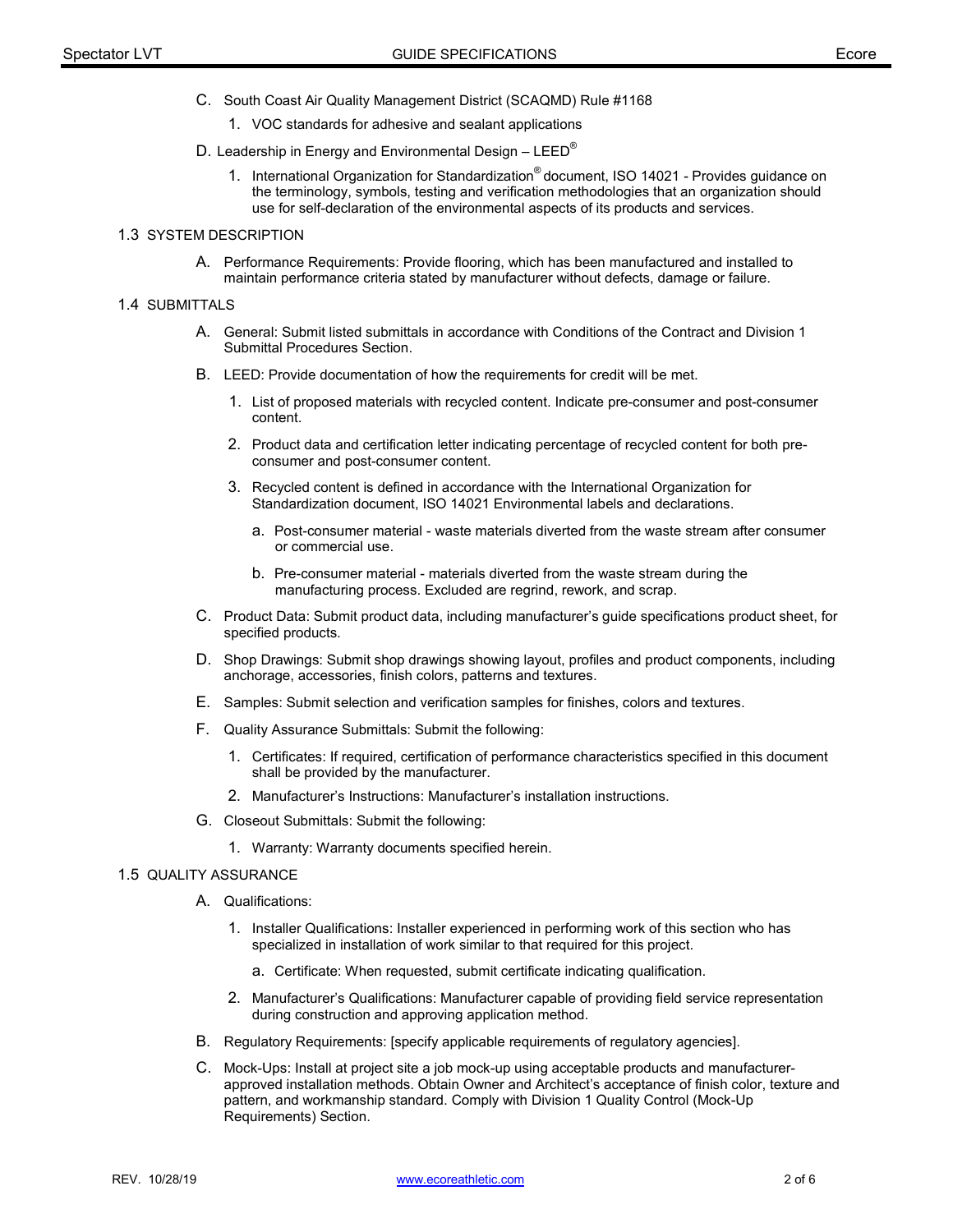C. South Coast Air Quality Management District (SCAQMD) Rule #1168

1. VOC standards for adhesive and sealant applications

D. Leadership in Energy and Environmental Design – LEED®

1. International Organization for Standardization® document, ISO 14021 - Provides guidance on the terminology, symbols, testing and verification methodologies that an organization should use for self-declaration of the environmental aspects of its products and services.

## 1.3 SYSTEM DESCRIPTION

A. Performance Requirements: Provide flooring, which has been manufactured and installed to maintain performance criteria stated by manufacturer without defects, damage or failure.

## 1.4 SUBMITTALS

A. General: Submit listed submittals in accordance with Conditions of the Contract and Division 1 Submittal Procedures Section.

B. LEED: Provide documentation of how the requirements for credit will be met.

1. List of proposed materials with recycled content. Indicate pre-consumer and post-consumer content.

2. Product data and certification letter indicating percentage of recycled content for both pre-consumer and post-consumer content.

3. Recycled content is defined in accordance with the International Organization for Standardization document, ISO 14021 Environmental labels and declarations.

   a. Post-consumer material - waste materials diverted from the waste stream after consumer or commercial use.

   b. Pre-consumer material - materials diverted from the waste stream during the manufacturing process. Excluded are regrind, rework, and scrap.

C. Product Data: Submit product data, including manufacturer's guide specifications product sheet, for specified products.

D. Shop Drawings: Submit shop drawings showing layout, profiles and product components, including anchorage, accessories, finish colors, patterns and textures.

E. Samples: Submit selection and verification samples for finishes, colors and textures.

F. Quality Assurance Submittals: Submit the following:

1. Certificates: If required, certification of performance characteristics specified in this document shall be provided by the manufacturer.

2. Manufacturer's Instructions: Manufacturer's installation instructions.

G. Closeout Submittals: Submit the following:

1. Warranty: Warranty documents specified herein.

## 1.5 QUALITY ASSURANCE

A. Qualifications:

1. Installer Qualifications: Installer experienced in performing work of this section who has specialized in installation of work similar to that required for this project.

   a. Certificate: When requested, submit certificate indicating qualification.

2. Manufacturer's Qualifications: Manufacturer capable of providing field service representation during construction and approving application method.

B. Regulatory Requirements: [specify applicable requirements of regulatory agencies].

C. Mock-Ups: Install at project site a job mock-up using acceptable products and manufacturer-approved installation methods. Obtain Owner and Architect's acceptance of finish color, texture and pattern, and workmanship standard. Comply with Division 1 Quality Control (Mock-Up Requirements) Section.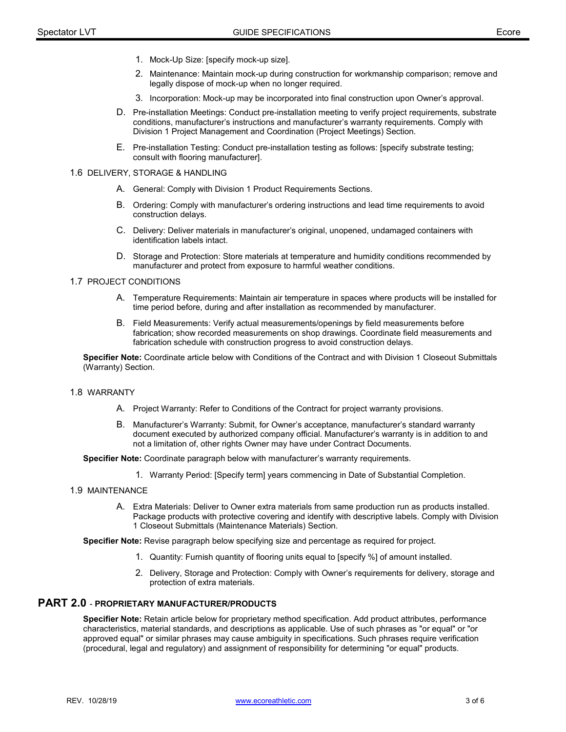1. Mock-Up Size: [specify mock-up size].
2. Maintenance: Maintain mock-up during construction for workmanship comparison; remove and legally dispose of mock-up when no longer required.
3. Incorporation: Mock-up may be incorporated into final construction upon Owner's approval.

D. Pre-installation Meetings: Conduct pre-installation meeting to verify project requirements, substrate conditions, manufacturer's instructions and manufacturer's warranty requirements. Comply with Division 1 Project Management and Coordination (Project Meetings) Section.

E. Pre-installation Testing: Conduct pre-installation testing as follows: [specify substrate testing; consult with flooring manufacturer].

### 1.6 DELIVERY, STORAGE & HANDLING

A. General: Comply with Division 1 Product Requirements Sections.

B. Ordering: Comply with manufacturer's ordering instructions and lead time requirements to avoid construction delays.

C. Delivery: Deliver materials in manufacturer's original, unopened, undamaged containers with identification labels intact.

D. Storage and Protection: Store materials at temperature and humidity conditions recommended by manufacturer and protect from exposure to harmful weather conditions.

### 1.7 PROJECT CONDITIONS

A. Temperature Requirements: Maintain air temperature in spaces where products will be installed for time period before, during and after installation as recommended by manufacturer.

B. Field Measurements: Verify actual measurements/openings by field measurements before fabrication; show recorded measurements on shop drawings. Coordinate field measurements and fabrication schedule with construction progress to avoid construction delays.

**Specifier Note:** Coordinate article below with Conditions of the Contract and with Division 1 Closeout Submittals (Warranty) Section.

### 1.8 WARRANTY

A. Project Warranty: Refer to Conditions of the Contract for project warranty provisions.

B. Manufacturer's Warranty: Submit, for Owner's acceptance, manufacturer's standard warranty document executed by authorized company official. Manufacturer's warranty is in addition to and not a limitation of, other rights Owner may have under Contract Documents.

**Specifier Note:** Coordinate paragraph below with manufacturer's warranty requirements.

1. Warranty Period: [Specify term] years commencing in Date of Substantial Completion.

### 1.9 MAINTENANCE

A. Extra Materials: Deliver to Owner extra materials from same production run as products installed. Package products with protective covering and identify with descriptive labels. Comply with Division 1 Closeout Submittals (Maintenance Materials) Section.

**Specifier Note:** Revise paragraph below specifying size and percentage as required for project.

1. Quantity: Furnish quantity of flooring units equal to [specify %] of amount installed.
2. Delivery, Storage and Protection: Comply with Owner's requirements for delivery, storage and protection of extra materials.

## PART 2.0 - PROPRIETARY MANUFACTURER/PRODUCTS

**Specifier Note:** Retain article below for proprietary method specification. Add product attributes, performance characteristics, material standards, and descriptions as applicable. Use of such phrases as "or equal" or "or approved equal" or similar phrases may cause ambiguity in specifications. Such phrases require verification (procedural, legal and regulatory) and assignment of responsibility for determining "or equal" products.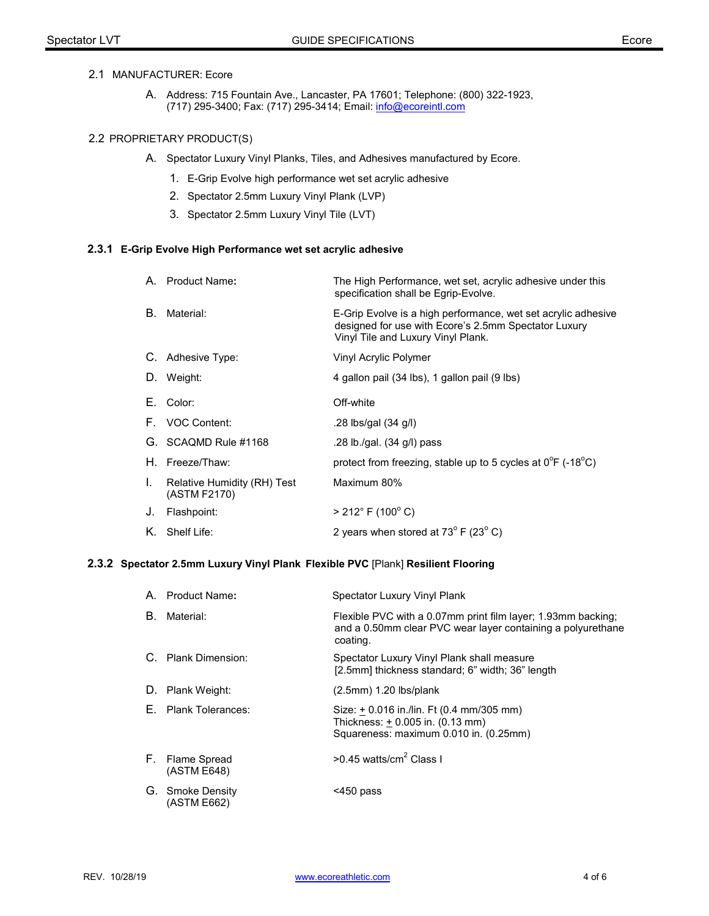## 2.1 MANUFACTURER: Ecore

A. Address: 715 Fountain Ave., Lancaster, PA 17601; Telephone: (800) 322-1923, (717) 295-3400; Fax: (717) 295-3414; Email: info@ecoreintl.com

## 2.2 PROPRIETARY PRODUCT(S)

A. Spectator Luxury Vinyl Planks, Tiles, and Adhesives manufactured by Ecore.

1. E-Grip Evolve high performance wet set acrylic adhesive
2. Spectator 2.5mm Luxury Vinyl Plank (LVP)
3. Spectator 2.5mm Luxury Vinyl Tile (LVT)

### 2.3.1 E-Grip Evolve High Performance wet set acrylic adhesive

| | | |
|---|---|---|
| A. | **Product Name:** | The High Performance, wet set, acrylic adhesive under this specification shall be Egrip-Evolve. |
| B. | Material: | E-Grip Evolve is a high performance, wet set acrylic adhesive designed for use with Ecore's 2.5mm Spectator Luxury Vinyl Tile and Luxury Vinyl Plank. |
| C. | Adhesive Type: | Vinyl Acrylic Polymer |
| D. | Weight: | 4 gallon pail (34 lbs), 1 gallon pail (9 lbs) |
| E. | Color: | Off-white |
| F. | VOC Content: | .28 lbs/gal (34 g/l) |
| G. | SCAQMD Rule #1168 | .28 lb./gal. (34 g/l) pass |
| H. | Freeze/Thaw: | protect from freezing, stable up to 5 cycles at $0^{o}$F ($-18^{o}$C) |
| I. | Relative Humidity (RH) Test (ASTM F2170) | Maximum 80% |
| J. | Flashpoint: | > 212° F ($100^{o}$ C) |
| K. | Shelf Life: | 2 years when stored at $73^{o}$ F ($23^{o}$ C) |

### 2.3.2 Spectator 2.5mm Luxury Vinyl Plank Flexible PVC [Plank] Resilient Flooring

| | | |
|---|---|---|
| A. | **Product Name:** | Spectator Luxury Vinyl Plank |
| B. | Material: | Flexible PVC with a 0.07mm print film layer; 1.93mm backing; and a 0.50mm clear PVC wear layer containing a polyurethane coating. |
| C. | Plank Dimension: | Spectator Luxury Vinyl Plank shall measure [2.5mm] thickness standard; 6" width; 36" length |
| D. | Plank Weight: | (2.5mm) 1.20 lbs/plank |
| E. | Plank Tolerances: | Size: ± 0.016 in./lin. Ft (0.4 mm/305 mm)<br>Thickness: ± 0.005 in. (0.13 mm)<br>Squareness: maximum 0.010 in. (0.25mm) |
| F. | Flame Spread (ASTM E648) | >0.45 watts/$cm^2$ Class I |
| G. | Smoke Density (ASTM E662) | <450 pass |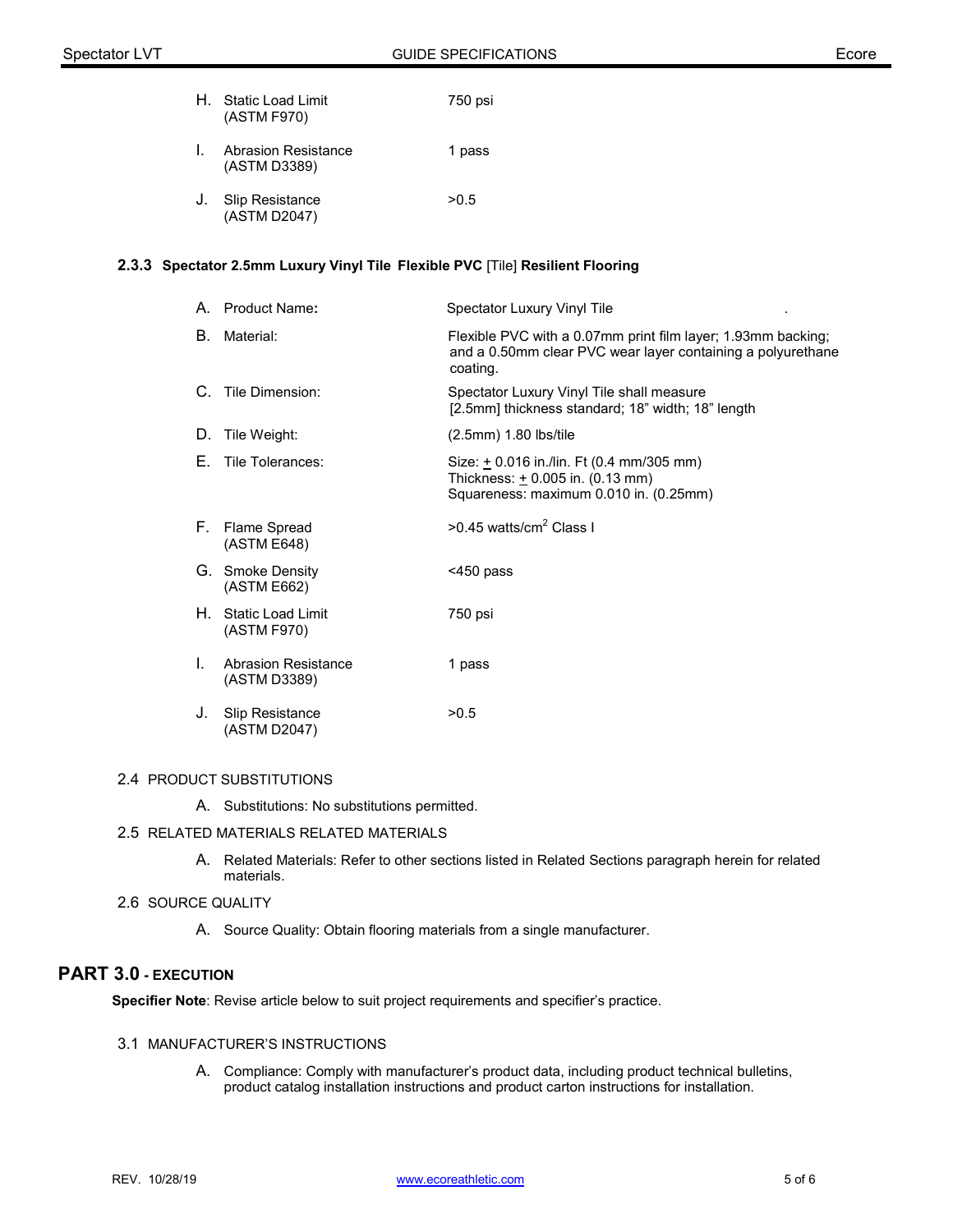H. Static Load Limit (ASTM F970) — 750 psi

I. Abrasion Resistance (ASTM D3389) — 1 pass

J. Slip Resistance (ASTM D2047) — >0.5

### 2.3.3 Spectator 2.5mm Luxury Vinyl Tile Flexible PVC [Tile] Resilient Flooring

A. Product Name: Spectator Luxury Vinyl Tile .

B. Material: Flexible PVC with a 0.07mm print film layer; 1.93mm backing; and a 0.50mm clear PVC wear layer containing a polyurethane coating.

C. Tile Dimension: Spectator Luxury Vinyl Tile shall measure [2.5mm] thickness standard; 18" width; 18" length

D. Tile Weight: (2.5mm) 1.80 lbs/tile

E. Tile Tolerances: Size: ± 0.016 in./lin. Ft (0.4 mm/305 mm)
Thickness: ± 0.005 in. (0.13 mm)
Squareness: maximum 0.010 in. (0.25mm)

F. Flame Spread (ASTM E648) — >0.45 watts/cm$^2$ Class I

G. Smoke Density (ASTM E662) — <450 pass

H. Static Load Limit (ASTM F970) — 750 psi

I. Abrasion Resistance (ASTM D3389) — 1 pass

J. Slip Resistance (ASTM D2047) — >0.5

### 2.4 PRODUCT SUBSTITUTIONS

A. Substitutions: No substitutions permitted.

### 2.5 RELATED MATERIALS RELATED MATERIALS

A. Related Materials: Refer to other sections listed in Related Sections paragraph herein for related materials.

### 2.6 SOURCE QUALITY

A. Source Quality: Obtain flooring materials from a single manufacturer.

## PART 3.0 - EXECUTION

**Specifier Note**: Revise article below to suit project requirements and specifier's practice.

### 3.1 MANUFACTURER'S INSTRUCTIONS

A. Compliance: Comply with manufacturer's product data, including product technical bulletins, product catalog installation instructions and product carton instructions for installation.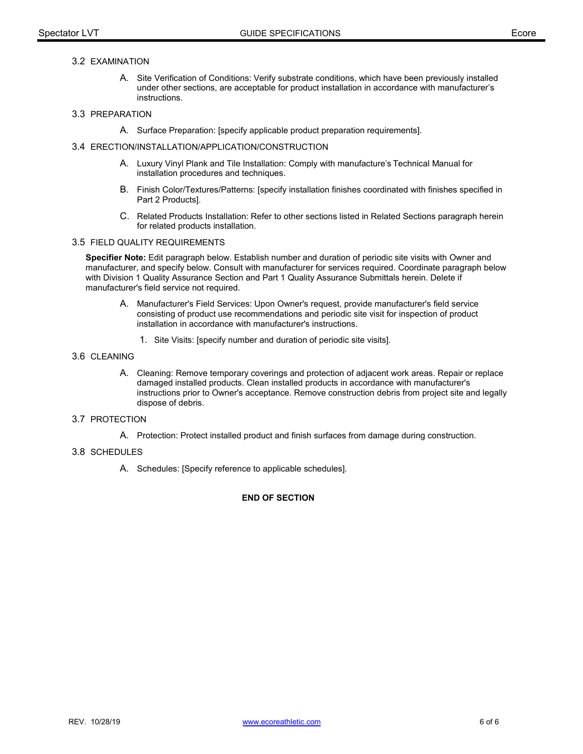## 3.2 EXAMINATION

A. Site Verification of Conditions: Verify substrate conditions, which have been previously installed under other sections, are acceptable for product installation in accordance with manufacturer's instructions.

## 3.3 PREPARATION

A. Surface Preparation: [specify applicable product preparation requirements].

## 3.4 ERECTION/INSTALLATION/APPLICATION/CONSTRUCTION

A. Luxury Vinyl Plank and Tile Installation: Comply with manufacture's Technical Manual for installation procedures and techniques.

B. Finish Color/Textures/Patterns: [specify installation finishes coordinated with finishes specified in Part 2 Products].

C. Related Products Installation: Refer to other sections listed in Related Sections paragraph herein for related products installation.

## 3.5 FIELD QUALITY REQUIREMENTS

**Specifier Note:** Edit paragraph below. Establish number and duration of periodic site visits with Owner and manufacturer, and specify below. Consult with manufacturer for services required. Coordinate paragraph below with Division 1 Quality Assurance Section and Part 1 Quality Assurance Submittals herein. Delete if manufacturer's field service not required.

A. Manufacturer's Field Services: Upon Owner's request, provide manufacturer's field service consisting of product use recommendations and periodic site visit for inspection of product installation in accordance with manufacturer's instructions.

1. Site Visits: [specify number and duration of periodic site visits].

## 3.6 CLEANING

A. Cleaning: Remove temporary coverings and protection of adjacent work areas. Repair or replace damaged installed products. Clean installed products in accordance with manufacturer's instructions prior to Owner's acceptance. Remove construction debris from project site and legally dispose of debris.

## 3.7 PROTECTION

A. Protection: Protect installed product and finish surfaces from damage during construction.

## 3.8 SCHEDULES

A. Schedules: [Specify reference to applicable schedules].

**END OF SECTION**

REV. 10/28/19 www.ecoreathletic.com